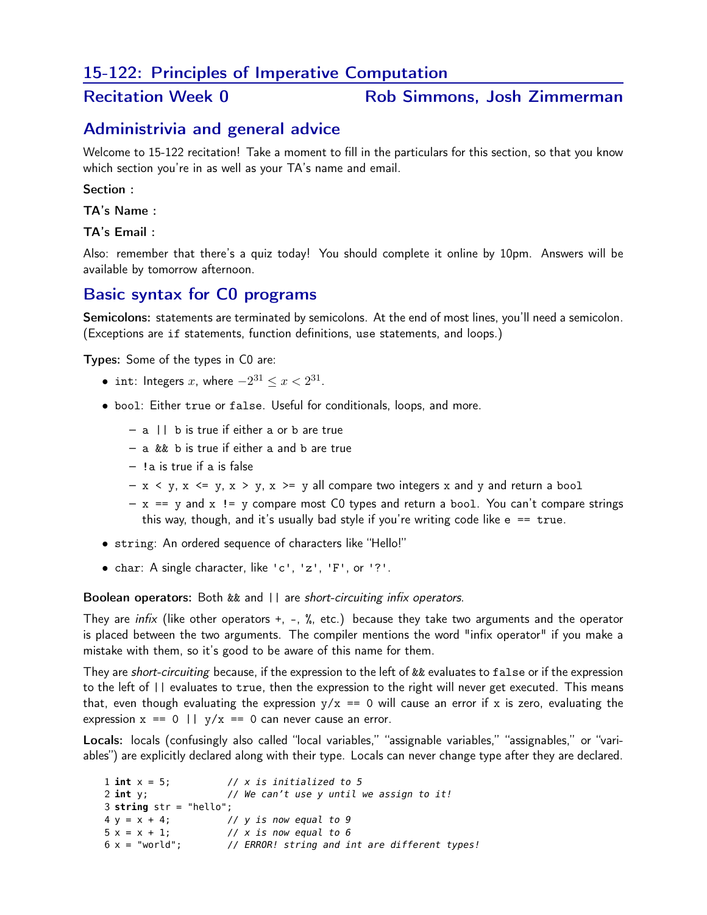# 15-122: Principles of Imperative Computation

## Recitation Week 0 — Rob Simmons, Josh Zimmerman

## Administrivia and general advice

Welcome to 15-122 recitation! Take a moment to fill in the particulars for this section, so that you know which section you're in as well as your TA's name and email.

**Section :**

**TA's Name :**

**TA's Email :**

Also: remember that there's a quiz today! You should complete it online by 10pm. Answers will be available by tomorrow afternoon.

## Basic syntax for C0 programs

**Semicolons:** statements are terminated by semicolons. At the end of most lines, you'll need a semicolon. (Exceptions are `if` statements, function definitions, `use` statements, and loops.)

**Types:** Some of the types in C0 are:

- `int`: Integers $x$, where $-2^{31} \leq x < 2^{31}$.
- `bool`: Either `true` or `false`. Useful for conditionals, loops, and more.
  - `a || b` is true if either `a` or `b` are true
  - `a && b` is true if either `a` and `b` are true
  - `!a` is true if `a` is false
  - `x < y`, `x <= y`, `x > y`, `x >= y` all compare two integers `x` and `y` and return a `bool`
  - `x == y` and `x != y` compare most C0 types and return a `bool`. You can't compare strings this way, though, and it's usually bad style if you're writing code like `e == true`.
- `string`: An ordered sequence of characters like "Hello!"
- `char`: A single character, like `'c'`, `'z'`, `'F'`, or `'?'`.

**Boolean operators:** Both `&&` and `||` are *short-circuiting infix operators*.

They are *infix* (like other operators +, -, %, etc.) because they take two arguments and the operator is placed between the two arguments. The compiler mentions the word "infix operator" if you make a mistake with them, so it's good to be aware of this name for them.

They are *short-circuiting* because, if the expression to the left of `&&` evaluates to `false` or if the expression to the left of `||` evaluates to `true`, then the expression to the right will never get executed. This means that, even though evaluating the expression `y/x == 0` will cause an error if `x` is zero, evaluating the expression `x == 0 || y/x == 0` can never cause an error.

**Locals:** locals (confusingly also called "local variables," "assignable variables," "assignables," or "variables") are explicitly declared along with their type. Locals can never change type after they are declared.

```
1 int x = 5;          // x is initialized to 5
2 int y;              // We can't use y until we assign to it!
3 string str = "hello";
4 y = x + 4;          // y is now equal to 9
5 x = x + 1;          // x is now equal to 6
6 x = "world";        // ERROR! string and int are different types!
```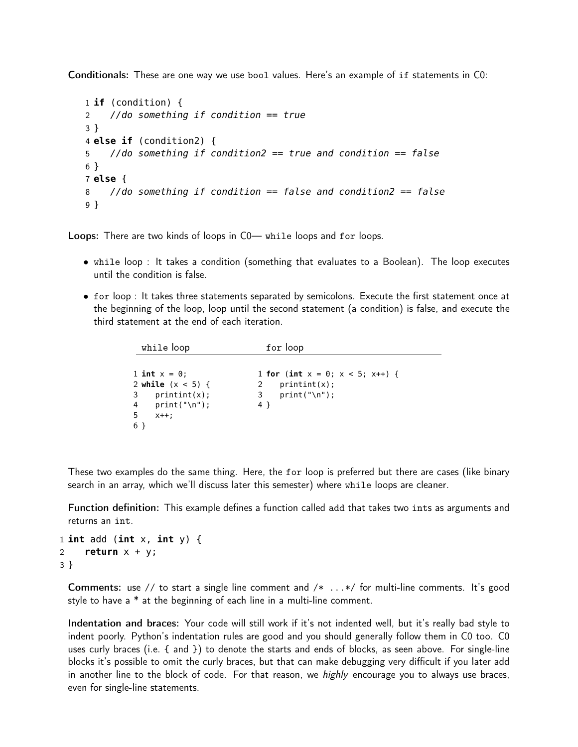**Conditionals:** These are one way we use `bool` values. Here's an example of `if` statements in C0:

```
1 if (condition) {
2    //do something if condition == true
3 }
4 else if (condition2) {
5    //do something if condition2 == true and condition == false
6 }
7 else {
8    //do something if condition == false and condition2 == false
9 }
```

**Loops:** There are two kinds of loops in C0— `while` loops and `for` loops.

- `while` loop : It takes a condition (something that evaluates to a Boolean). The loop executes until the condition is false.
- `for` loop : It takes three statements separated by semicolons. Execute the first statement once at the beginning of the loop, loop until the second statement (a condition) is false, and execute the third statement at the end of each iteration.

`while` loop

```
1 int x = 0;
2 while (x < 5) {
3    printint(x);
4    print("\n");
5    x++;
6 }
```

`for` loop

```
1 for (int x = 0; x < 5; x++) {
2    printint(x);
3    print("\n");
4 }
```

These two examples do the same thing. Here, the `for` loop is preferred but there are cases (like binary search in an array, which we'll discuss later this semester) where `while` loops are cleaner.

**Function definition:** This example defines a function called `add` that takes two `int`s as arguments and returns an `int`.

```
1 int add (int x, int y) {
2    return x + y;
3 }
```

**Comments:** use // to start a single line comment and /* ...*/ for multi-line comments. It's good style to have a * at the beginning of each line in a multi-line comment.

**Indentation and braces:** Your code will still work if it's not indented well, but it's really bad style to indent poorly. Python's indentation rules are good and you should generally follow them in C0 too. C0 uses curly braces (i.e. { and }) to denote the starts and ends of blocks, as seen above. For single-line blocks it's possible to omit the curly braces, but that can make debugging very difficult if you later add in another line to the block of code. For that reason, we *highly* encourage you to always use braces, even for single-line statements.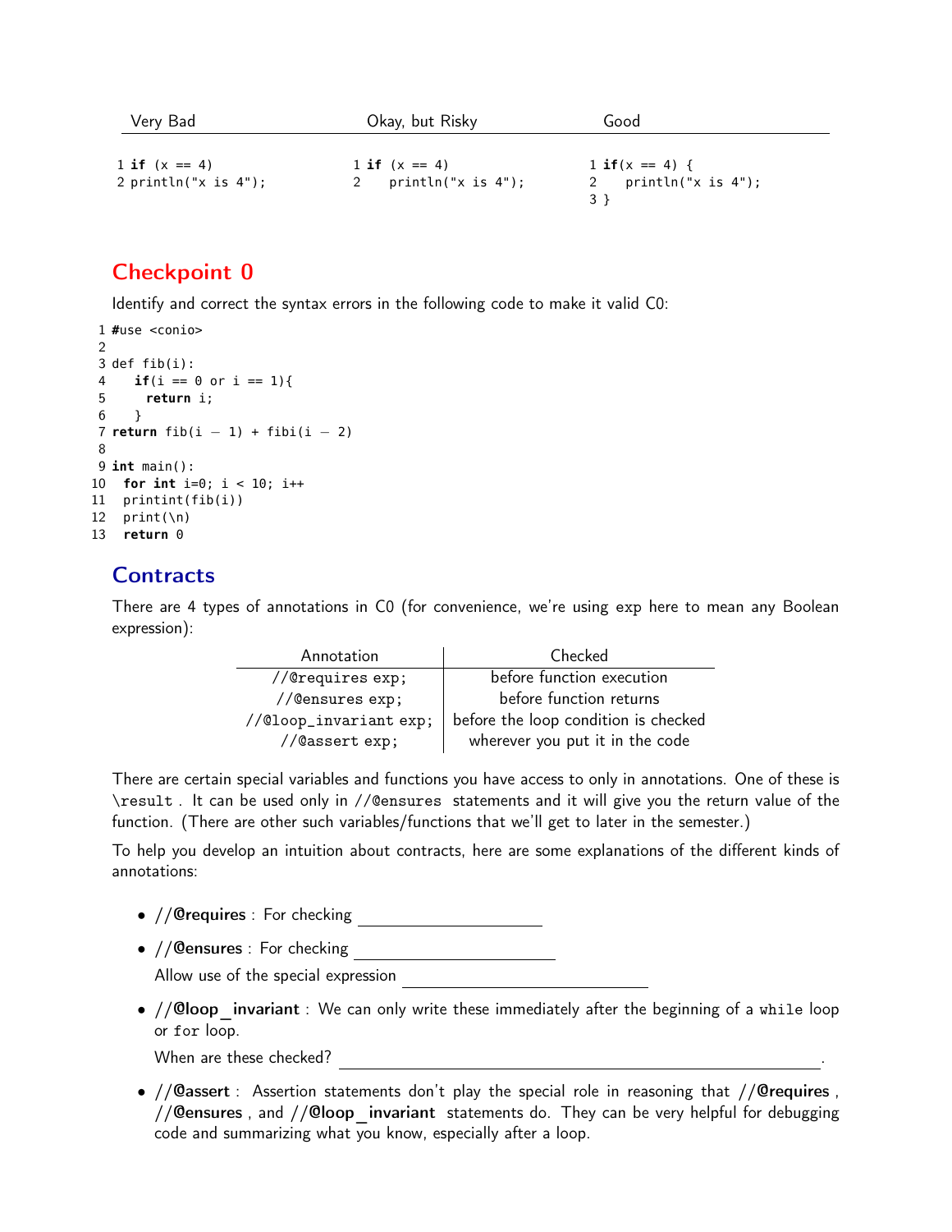| Very Bad | Okay, but Risky | Good |
|---|---|---|
| 1 **if** (x == 4)<br>2 println("x is 4"); | 1 **if** (x == 4)<br>2     println("x is 4"); | 1 **if**(x == 4) {<br>2     println("x is 4");<br>3 } |

## Checkpoint 0

Identify and correct the syntax errors in the following code to make it valid C0:

```
1  #use <conio>
2
3  def fib(i):
4    if(i == 0 or i == 1){
5      return i;
6    }
7  return fib(i - 1) + fibi(i - 2)
8
9  int main():
10   for int i=0; i < 10; i++
11   printint(fib(i))
12   print(\n)
13   return 0
```

## Contracts

There are 4 types of annotations in C0 (for convenience, we're using `exp` here to mean any Boolean expression):

| Annotation | Checked |
|---|---|
| `//@requires exp;` | before function execution |
| `//@ensures exp;` | before function returns |
| `//@loop_invariant exp;` | before the loop condition is checked |
| `//@assert exp;` | wherever you put it in the code |

There are certain special variables and functions you have access to only in annotations. One of these is `\result`. It can be used only in `//@ensures` statements and it will give you the return value of the function. (There are other such variables/functions that we'll get to later in the semester.)

To help you develop an intuition about contracts, here are some explanations of the different kinds of annotations:

- **//@requires** : For checking ____________________
- **//@ensures** : For checking ____________________

  Allow use of the special expression ____________________
- **//@loop_invariant** : We can only write these immediately after the beginning of a `while` loop or `for` loop.

  When these checked? ______________________________________________.
- **//@assert** : Assertion statements don't play the special role in reasoning that **//@requires**, **//@ensures**, and **//@loop_invariant** statements do. They can be very helpful for debugging code and summarizing what you know, especially after a loop.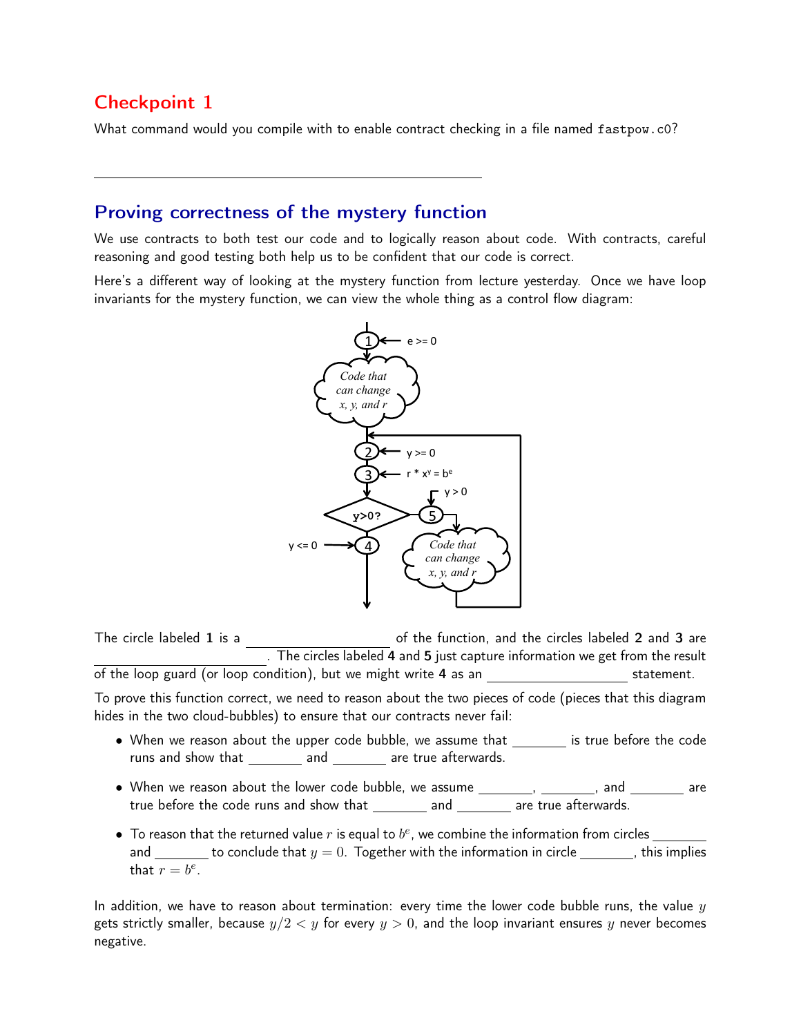## Checkpoint 1

What command would you compile with to enable contract checking in a file named `fastpow.c0`?

_______________________________________________

## Proving correctness of the mystery function

We use contracts to both test our code and to logically reason about code. With contracts, careful reasoning and good testing both help us to be confident that our code is correct.

Here's a different way of looking at the mystery function from lecture yesterday. Once we have loop invariants for the mystery function, we can view the whole thing as a control flow diagram:

The circle labeled **1** is a ________________ of the function, and the circles labeled **2** and **3** are ________________. The circles labeled **4** and **5** just capture information we get from the result of the loop guard (or loop condition), but we might write **4** as an ________________ statement.

To prove this function correct, we need to reason about the two pieces of code (pieces that this diagram hides in the two cloud-bubbles) to ensure that our contracts never fail:

- When we reason about the upper code bubble, we assume that ________ is true before the code runs and show that ________ and ________ are true afterwards.
- When we reason about the lower code bubble, we assume ________, ________, and ________ are true before the code runs and show that ________ and ________ are true afterwards.
- To reason that the returned value $r$ is equal to $b^e$, we combine the information from circles ________ and ________ to conclude that $y = 0$. Together with the information in circle ________, this implies that $r = b^e$.

In addition, we have to reason about termination: every time the lower code bubble runs, the value $y$ gets strictly smaller, because $y/2 < y$ for every $y > 0$, and the loop invariant ensures $y$ never becomes negative.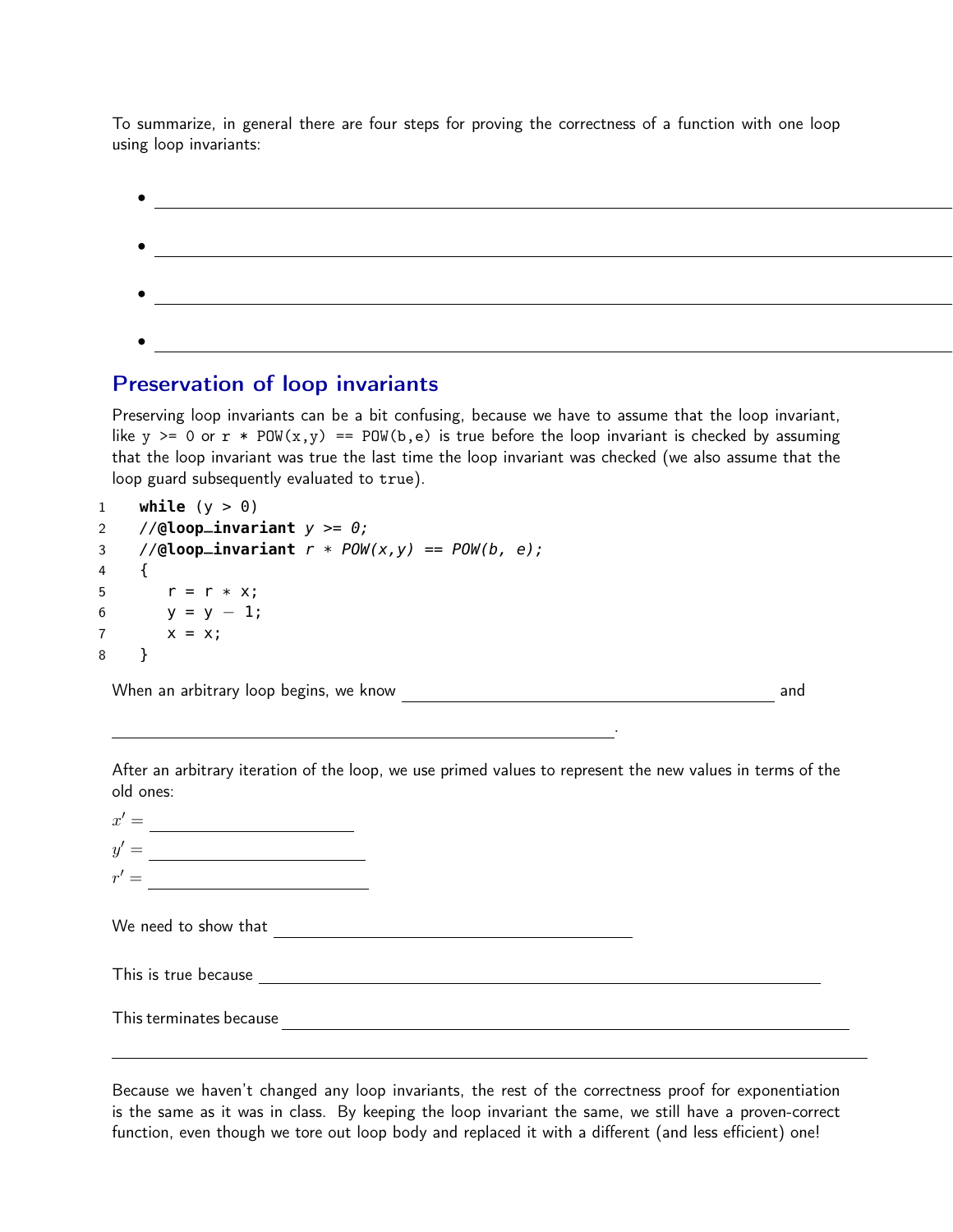To summarize, in general there are four steps for proving the correctness of a function with one loop using loop invariants:

- \_\_\_\_\_\_\_\_\_\_\_\_\_\_\_\_\_\_\_\_\_\_\_\_\_\_\_\_\_\_\_\_\_\_\_\_\_\_\_\_
- \_\_\_\_\_\_\_\_\_\_\_\_\_\_\_\_\_\_\_\_\_\_\_\_\_\_\_\_\_\_\_\_\_\_\_\_\_\_\_\_
- \_\_\_\_\_\_\_\_\_\_\_\_\_\_\_\_\_\_\_\_\_\_\_\_\_\_\_\_\_\_\_\_\_\_\_\_\_\_\_\_
- \_\_\_\_\_\_\_\_\_\_\_\_\_\_\_\_\_\_\_\_\_\_\_\_\_\_\_\_\_\_\_\_\_\_\_\_\_\_\_\_

## Preservation of loop invariants

Preserving loop invariants can be a bit confusing, because we have to assume that the loop invariant, like `y >= 0` or `r * POW(x,y) == POW(b,e)` is true before the loop invariant is checked by assuming that the loop invariant was true the last time the loop invariant was checked (we also assume that the loop guard subsequently evaluated to `true`).

```
1   while (y > 0)
2   //@loop_invariant y >= 0;
3   //@loop_invariant r * POW(x,y) == POW(b, e);
4   {
5      r = r * x;
6      y = y - 1;
7      x = x;
8   }
```

When an arbitrary loop begins, we know \_\_\_\_\_\_\_\_\_\_\_\_\_\_\_\_\_\_\_\_\_\_\_\_ and \_\_\_\_\_\_\_\_\_\_\_\_\_\_\_\_\_\_\_\_\_\_\_\_\_\_\_\_\_\_\_\_.

After an arbitrary iteration of the loop, we use primed values to represent the new values in terms of the old ones:

$x' =$ \_\_\_\_\_\_\_\_\_\_\_\_\_\_\_\_
$y' =$ \_\_\_\_\_\_\_\_\_\_\_\_\_\_\_\_
$r' =$ \_\_\_\_\_\_\_\_\_\_\_\_\_\_\_\_

We need to show that \_\_\_\_\_\_\_\_\_\_\_\_\_\_\_\_\_\_\_\_\_\_\_\_

This is true because \_\_\_\_\_\_\_\_\_\_\_\_\_\_\_\_\_\_\_\_\_\_\_\_\_\_\_\_\_\_\_\_\_\_\_\_

This terminates because \_\_\_\_\_\_\_\_\_\_\_\_\_\_\_\_\_\_\_\_\_\_\_\_\_\_\_\_\_\_\_\_\_\_\_\_

\_\_\_\_\_\_\_\_\_\_\_\_\_\_\_\_\_\_\_\_\_\_\_\_\_\_\_\_\_\_\_\_\_\_\_\_\_\_\_\_\_\_\_\_\_\_\_\_\_\_\_\_

Because we haven't changed any loop invariants, the rest of the correctness proof for exponentiation is the same as it was in class. By keeping the loop invariant the same, we still have a proven-correct function, even though we tore out loop body and replaced it with a different (and less efficient) one!